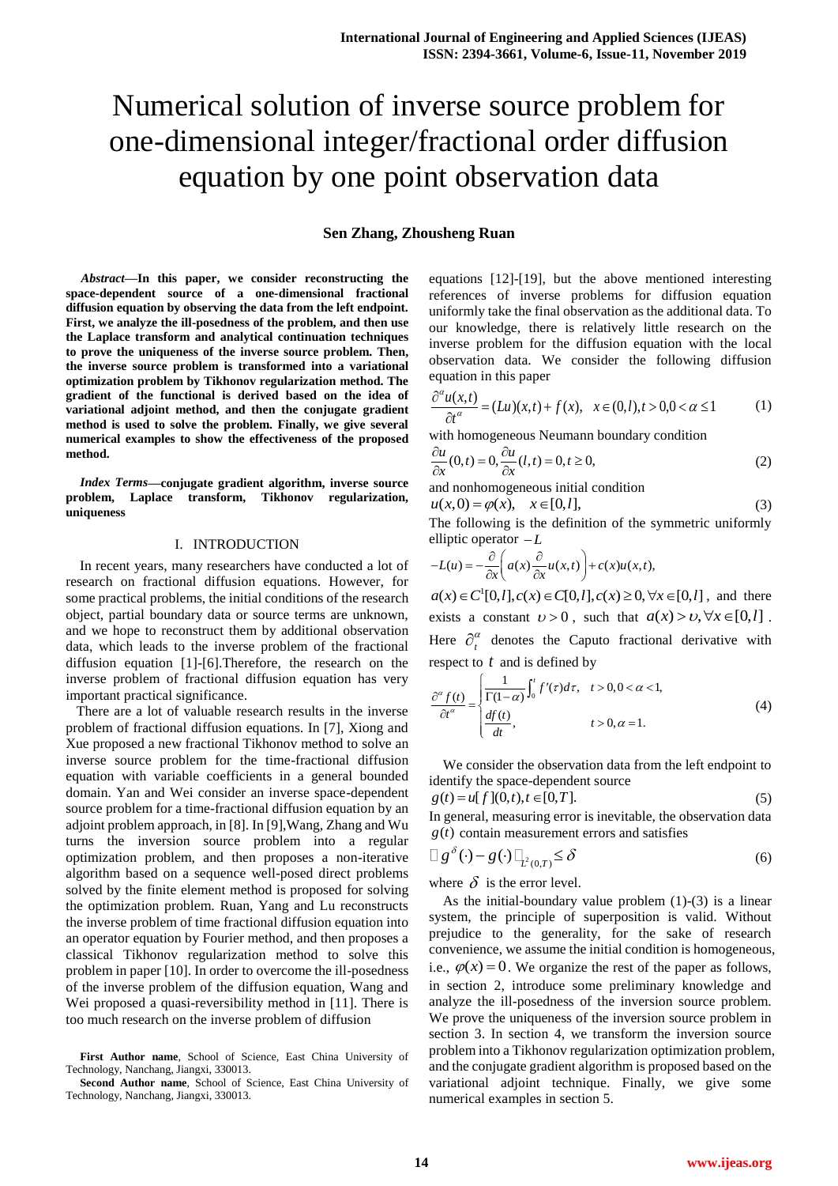# Numerical solution of inverse source problem for one-dimensional integer/fractional order diffusion equation by one point observation data

**Sen Zhang, Zhousheng Ruan**

***Abstract*—In this paper, we consider reconstructing the space-dependent source of a one-dimensional fractional diffusion equation by observing the data from the left endpoint. First, we analyze the ill-posedness of the problem, and then use the Laplace transform and analytical continuation techniques to prove the uniqueness of the inverse source problem. Then, the inverse source problem is transformed into a variational optimization problem by Tikhonov regularization method. The gradient of the functional is derived based on the idea of variational adjoint method, and then the conjugate gradient method is used to solve the problem. Finally, we give several numerical examples to show the effectiveness of the proposed method.**

***Index Terms*—conjugate gradient algorithm, inverse source problem, Laplace transform, Tikhonov regularization, uniqueness**

## I. INTRODUCTION

In recent years, many researchers have conducted a lot of research on fractional diffusion equations. However, for some practical problems, the initial conditions of the research object, partial boundary data or source terms are unknown, and we hope to reconstruct them by additional observation data, which leads to the inverse problem of the fractional diffusion equation [1]-[6].Therefore, the research on the inverse problem of fractional diffusion equation has very important practical significance.

There are a lot of valuable research results in the inverse problem of fractional diffusion equations. In [7], Xiong and Xue proposed a new fractional Tikhonov method to solve an inverse source problem for the time-fractional diffusion equation with variable coefficients in a general bounded domain. Yan and Wei consider an inverse space-dependent source problem for a time-fractional diffusion equation by an adjoint problem approach, in [8]. In [9],Wang, Zhang and Wu turns the inversion source problem into a regular optimization problem, and then proposes a non-iterative algorithm based on a sequence well-posed direct problems solved by the finite element method is proposed for solving the optimization problem. Ruan, Yang and Lu reconstructs the inverse problem of time fractional diffusion equation into an operator equation by Fourier method, and then proposes a classical Tikhonov regularization method to solve this problem in paper [10]. In order to overcome the ill-posedness of the inverse problem of the diffusion equation, Wang and Wei proposed a quasi-reversibility method in [11]. There is too much research on the inverse problem of diffusion equations [12]-[19], but the above mentioned interesting references of inverse problems for diffusion equation uniformly take the final observation as the additional data. To our knowledge, there is relatively little research on the inverse problem for the diffusion equation with the local observation data. We consider the following diffusion equation in this paper

$$\frac{\partial^\alpha u(x,t)}{\partial t^\alpha} = (Lu)(x,t) + f(x), \quad x \in (0,l), t > 0, 0 < \alpha \le 1 \tag{1}$$

with homogeneous Neumann boundary condition

$$\frac{\partial u}{\partial x}(0,t) = 0, \frac{\partial u}{\partial x}(l,t) = 0, t \ge 0, \tag{2}$$

and nonhomogeneous initial condition

$$u(x,0) = \varphi(x), \quad x \in [0,l], \tag{3}$$

The following is the definition of the symmetric uniformly elliptic operator $-L$

$$-L(u) = -\frac{\partial}{\partial x}\left(a(x)\frac{\partial}{\partial x}u(x,t)\right) + c(x)u(x,t),$$

$a(x) \in C^1[0,l], c(x) \in C[0,l], c(x) \ge 0, \forall x \in [0,l]$, and there exists a constant $\upsilon > 0$, such that $a(x) > \upsilon, \forall x \in [0,l]$. Here $\partial_t^\alpha$ denotes the Caputo fractional derivative with respect to $t$ and is defined by

$$\frac{\partial^\alpha f(t)}{\partial t^\alpha} = \begin{cases} \dfrac{1}{\Gamma(1-\alpha)}\displaystyle\int_0^t f'(\tau)d\tau, & t > 0, 0 < \alpha < 1, \\ \dfrac{df(t)}{dt}, & t > 0, \alpha = 1. \end{cases} \tag{4}$$

We consider the observation data from the left endpoint to identify the space-dependent source

$$g(t) = u[f](0,t), t \in [0,T]. \tag{5}$$

In general, measuring error is inevitable, the observation data $g(t)$ contain measurement errors and satisfies

$$\| g^\delta(\cdot) - g(\cdot) \|_{L^2(0,T)} \le \delta \tag{6}$$

where $\delta$ is the error level.

As the initial-boundary value problem (1)-(3) is a linear system, the principle of superposition is valid. Without prejudice to the generality, for the sake of research convenience, we assume the initial condition is homogeneous, i.e., $\varphi(x) = 0$. We organize the rest of the paper as follows, in section 2, introduce some preliminary knowledge and analyze the ill-posedness of the inversion source problem. We prove the uniqueness of the inversion source problem in section 3. In section 4, we transform the inversion source problem into a Tikhonov regularization optimization problem, and the conjugate gradient algorithm is proposed based on the variational adjoint technique. Finally, we give some numerical examples in section 5.

**First Author name**, School of Science, East China University of Technology, Nanchang, Jiangxi, 330013.

**Second Author name**, School of Science, East China University of Technology, Nanchang, Jiangxi, 330013.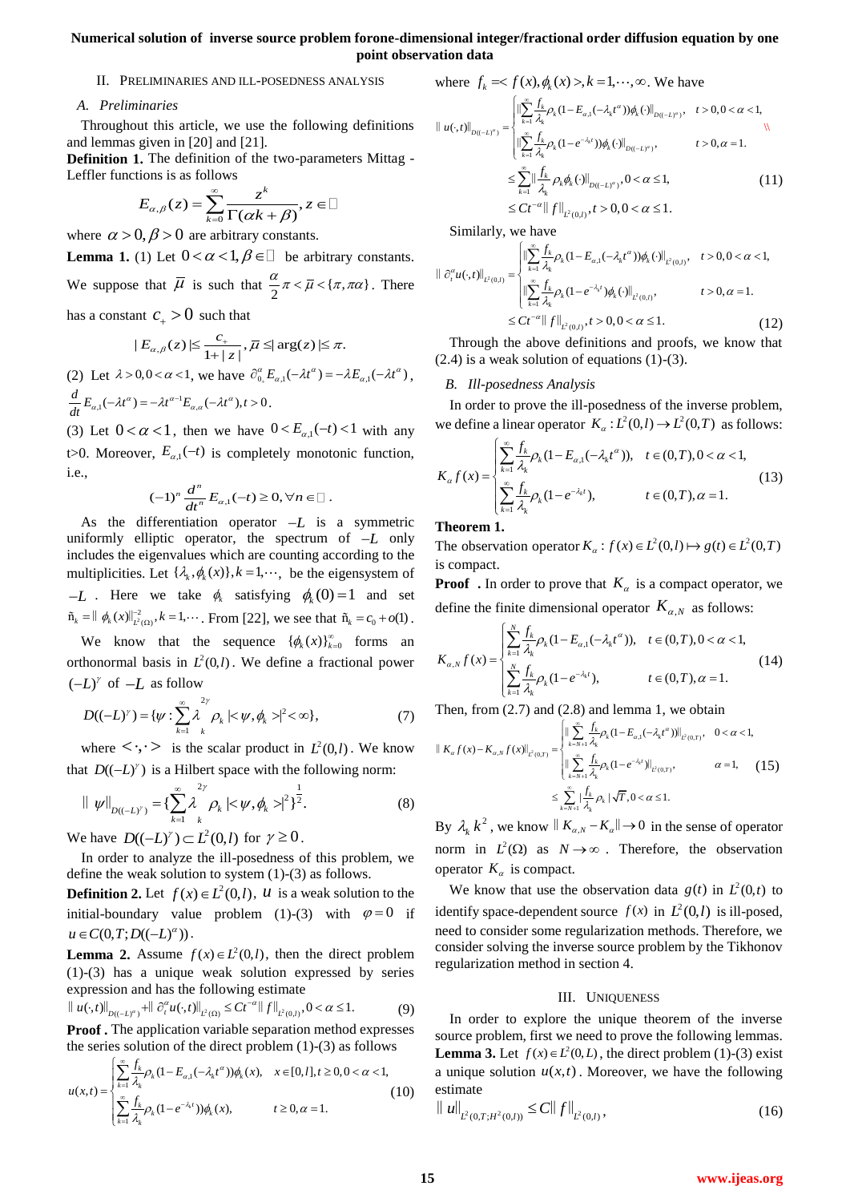## II. Preliminaries and Ill-posedness Analysis

### A. Preliminaries

Throughout this article, we use the following definitions and lemmas given in [20] and [21].

**Definition 1.** The definition of the two-parameters Mittag - Leffler functions is as follows

$$E_{\alpha,\beta}(z)=\sum_{k=0}^{\infty}\frac{z^k}{\Gamma(\alpha k+\beta)}, z\in \mathbb{C}$$

where $\alpha>0, \beta>0$ are arbitrary constants.

**Lemma 1.** (1) Let $0<\alpha<1, \beta\in\mathbb{R}$ be arbitrary constants. We suppose that $\bar{\mu}$ is such that $\frac{\alpha}{2}\pi<\bar{\mu}<\{\pi,\pi\alpha\}$. There has a constant $c_+>0$ such that

$$|E_{\alpha,\beta}(z)|\le\frac{c_+}{1+|z|}, \bar{\mu}\le|\arg(z)|\le\pi.$$

(2) Let $\lambda>0, 0<\alpha<1$, we have $\partial_{0_+}^{\alpha}E_{\alpha,1}(-\lambda t^{\alpha})=-\lambda E_{\alpha,1}(-\lambda t^{\alpha})$, $\frac{d}{dt}E_{\alpha,1}(-\lambda t^{\alpha})=-\lambda t^{\alpha-1}E_{\alpha,\alpha}(-\lambda t^{\alpha}), t>0$.

(3) Let $0<\alpha<1$, then we have $0<E_{\alpha,1}(-t)<1$ with any t>0. Moreover, $E_{\alpha,1}(-t)$ is completely monotonic function, i.e.,

$$(-1)^n\frac{d^n}{dt^n}E_{\alpha,1}(-t)\ge0, \forall n\in\mathbb{N}.$$

As the differentiation operator $-L$ is a symmetric uniformly elliptic operator, the spectrum of $-L$ only includes the eigenvalues which are counting according to the multiplicities. Let $\{\lambda_k,\phi_k(x)\}, k=1,\cdots,$ be the eigensystem of $-L$. Here we take $\phi_k$ satisfying $\phi_k(0)=1$ and set $\rho_k=\|\phi_k(x)\|_{L^2(\Omega)}^{-2}, k=1,\cdots$. From [22], we see that $\rho_k=c_0+o(1)$.

We know that the sequence $\{\phi_k(x)\}_{k=0}^{\infty}$ forms an orthonormal basis in $L^2(0,l)$. We define a fractional power $(-L)^{\gamma}$ of $-L$ as follow

$$D((-L)^{\gamma})=\{\psi:\sum_{k=1}^{\infty}\lambda_k^{2\gamma}\rho_k|<\psi,\phi_k>|^2<\infty\}, \tag{7}$$

where $<\cdot,\cdot>$ is the scalar product in $L^2(0,l)$. We know that $D((-L)^{\gamma})$ is a Hilbert space with the following norm:

$$\|\psi\|_{D((-L)^{\gamma})}=\{\sum_{k=1}^{\infty}\lambda_k^{2\gamma}\rho_k|<\psi,\phi_k>|^2\}^{\frac{1}{2}}. \tag{8}$$

We have $D((-L)^{\gamma})\subset L^2(0,l)$ for $\gamma\ge0$.

In order to analyze the ill-posedness of this problem, we define the weak solution to system (1)-(3) as follows.

**Definition 2.** Let $f(x)\in L^2(0,l)$, $u$ is a weak solution to the initial-boundary value problem (1)-(3) with $\varphi=0$ if $u\in C(0,T;D((-L)^{\alpha}))$.

**Lemma 2.** Assume $f(x)\in L^2(0,l)$, then the direct problem (1)-(3) has a unique weak solution expressed by series expression and has the following estimate

$$\|u(\cdot,t)\|_{D((-L)^{\alpha})}+\|\partial_t^{\alpha}u(\cdot,t)\|_{L^2(\Omega)}\le Ct^{-\alpha}\|f\|_{L^2(0,l)}, 0<\alpha\le1. \tag{9}$$

**Proof .** The application variable separation method expresses the series solution of the direct problem (1)-(3) as follows

$$u(x,t)=\begin{cases}\sum_{k=1}^{\infty}\frac{f_k}{\lambda_k}\rho_k(1-E_{\alpha,1}(-\lambda_k t^{\alpha}))\phi_k(x), & x\in[0,l], t\ge0, 0<\alpha<1,\\ \sum_{k=1}^{\infty}\frac{f_k}{\lambda_k}\rho_k(1-e^{-\lambda_k t}))\phi_k(x), & t\ge0,\alpha=1.\end{cases} \tag{10}$$

where $f_k=<f(x),\phi_k(x)>, k=1,\cdots,\infty$. We have

$$\begin{aligned}\|u(\cdot,t)\|_{D((-L)^{\alpha})}&=\begin{cases}\|\sum_{k=1}^{\infty}\frac{f_k}{\lambda_k}\rho_k(1-E_{\alpha,1}(-\lambda_k t^{\alpha}))\phi_k(\cdot)\|_{D((-L)^{\alpha})}, & t>0, 0<\alpha<1,\\ \|\sum_{k=1}^{\infty}\frac{f_k}{\lambda_k}\rho_k(1-e^{-\lambda_k t}))\phi_k(\cdot)\|_{D((-L)^{\alpha})}, & t>0,\alpha=1.\end{cases}\\ &\le\sum_{k=1}^{\infty}\|\frac{f_k}{\lambda_k}\rho_k\phi_k(\cdot)\|_{D((-L)^{\alpha})}, 0<\alpha\le1,\\ &\le Ct^{-\alpha}\|f\|_{L^2(0,l)}, t>0, 0<\alpha\le1.\end{aligned} \tag{11}$$

Similarly, we have

$$\begin{aligned}\|\partial_t^{\alpha}u(\cdot,t)\|_{L^2(0,l)}&=\begin{cases}\|\sum_{k=1}^{\infty}\frac{f_k}{\lambda_k}\rho_k(1-E_{\alpha,1}(-\lambda_k t^{\alpha}))\phi_k(\cdot)\|_{L^2(0,l)}, & t>0, 0<\alpha<1,\\ \|\sum_{k=1}^{\infty}\frac{f_k}{\lambda_k}\rho_k(1-e^{-\lambda_k t}))\phi_k(\cdot)\|_{L^2(0,l)}, & t>0,\alpha=1.\end{cases}\\ &\le Ct^{-\alpha}\|f\|_{L^2(0,l)}, t>0, 0<\alpha\le1.\end{aligned} \tag{12}$$

Through the above definitions and proofs, we know that (2.4) is a weak solution of equations (1)-(3).

### B. Ill-posedness Analysis

In order to prove the ill-posedness of the inverse problem, we define a linear operator $K_{\alpha}:L^2(0,l)\to L^2(0,T)$ as follows:

$$K_{\alpha}f(x)=\begin{cases}\sum_{k=1}^{\infty}\frac{f_k}{\lambda_k}\rho_k(1-E_{\alpha,1}(-\lambda_k t^{\alpha})), & t\in(0,T), 0<\alpha<1,\\ \sum_{k=1}^{\infty}\frac{f_k}{\lambda_k}\rho_k(1-e^{-\lambda_k t}), & t\in(0,T),\alpha=1.\end{cases} \tag{13}$$

**Theorem 1.**

The observation operator $K_{\alpha}:f(x)\in L^2(0,l)\mapsto g(t)\in L^2(0,T)$ is compact.

**Proof .** In order to prove that $K_{\alpha}$ is a compact operator, we define the finite dimensional operator $K_{\alpha,N}$ as follows:

$$K_{\alpha,N}f(x)=\begin{cases}\sum_{k=1}^{N}\frac{f_k}{\lambda_k}\rho_k(1-E_{\alpha,1}(-\lambda_k t^{\alpha})), & t\in(0,T), 0<\alpha<1,\\ \sum_{k=1}^{N}\frac{f_k}{\lambda_k}\rho_k(1-e^{-\lambda_k t}), & t\in(0,T),\alpha=1.\end{cases} \tag{14}$$

Then, from (2.7) and (2.8) and lemma 1, we obtain

$$\begin{aligned}\|K_{\alpha}f(x)-K_{\alpha,N}f(x)\|_{L^2(0,T)}&=\begin{cases}\|\sum_{k=N+1}^{\infty}\frac{f_k}{\lambda_k}\rho_k(1-E_{\alpha,1}(-\lambda_k t^{\alpha}))\|_{L^2(0,T)}, & 0<\alpha<1,\\ \|\sum_{k=N+1}^{\infty}\frac{f_k}{\lambda_k}\rho_k(1-e^{-\lambda_k t})\|_{L^2(0,T)}, & \alpha=1,\end{cases}\\ &\le\sum_{k=N+1}^{\infty}|\frac{f_k}{\lambda_k}\rho_k|\sqrt{T}, 0<\alpha\le1.\end{aligned} \tag{15}$$

By $\lambda_k k^2$, we know $\|K_{\alpha,N}-K_{\alpha}\|\to0$ in the sense of operator norm in $L^2(\Omega)$ as $N\to\infty$. Therefore, the observation operator $K_{\alpha}$ is compact.

We know that use the observation data $g(t)$ in $L^2(0,t)$ to identify space-dependent source $f(x)$ in $L^2(0,l)$ is ill-posed, need to consider some regularization methods. Therefore, we consider solving the inverse source problem by the Tikhonov regularization method in section 4.

## III. Uniqueness

In order to explore the unique theorem of the inverse source problem, first we need to prove the following lemmas.

**Lemma 3.** Let $f(x)\in L^2(0,L)$, the direct problem (1)-(3) exist a unique solution $u(x,t)$. Moreover, we have the following estimate

$$\|u\|_{L^2(0,T;H^2(0,l))}\le C\|f\|_{L^2(0,l)}, \tag{16}$$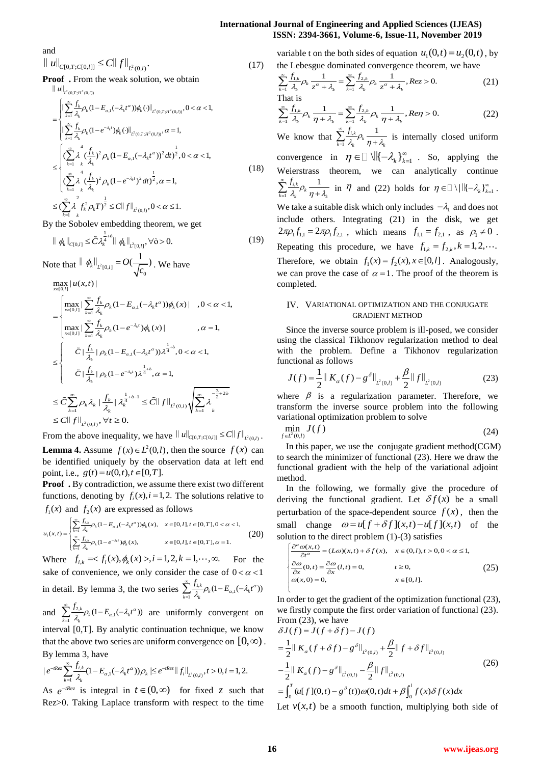and

$$\| u\|_{C[0,T;C[0,l]]} \le C\| f\|_{L^2(0,l)}. \tag{17}$$

**Proof .** From the weak solution, we obtain

$$
\begin{aligned}
&\| u\|_{L^2(0,T;H^2(0,l))} \\
&= \begin{cases} \|\sum_{k=1}^{\infty} \frac{f_k}{\lambda_k}\rho_k(1-E_{\alpha,1}(-\lambda_k t^{\alpha}))\phi_k(\cdot)\|_{L^2(0,T;H^2(0,l))}, 0<\alpha<1, \\ \|\sum_{k=1}^{\infty} \frac{f_k}{\lambda_k}\rho_k(1-e^{-\lambda_k t})\phi_k(\cdot)\|_{L^2(0,T;H^2(0,l))}, \alpha=1, \end{cases} \\
&\le \begin{cases} (\sum_{k=1}^{\infty} \lambda_k^4 (\frac{f_k}{\lambda_k})^2 \rho_k (1-E_{\alpha,1}(-\lambda_k t^{\alpha}))^2 dt)^{\frac{1}{2}}, 0<\alpha<1, \\ (\sum_{k=1}^{\infty} \lambda_k^4 (\frac{f_k}{\lambda_k})^2 \rho_k (1-e^{-\lambda_k t})^2 dt)^{\frac{1}{2}}, \alpha=1, \end{cases} \\
&\le (\sum_{k=1}^{\infty} \lambda_k^2 f_k^2 \rho_k T)^{\frac{1}{2}} \le C\| f\|_{L^2(0,l)}, 0<\alpha\le 1.
\end{aligned} \tag{18}
$$

By the Sobolev embedding theorem, we get

$$\| \phi_k\|_{C[0,l]} \le \tilde{C}\lambda_k^{\frac{1}{4}+\delta}\| \phi_k\|_{L^2[0,l]}, \forall \delta>0. \tag{19}$$

Note that $\| \phi_k\|_{L^2[0,l]} = O(\frac{1}{\sqrt{c_0}})$. We have

$$
\begin{aligned}
&\max_{x\in[0,l]} |u(x,t)| \\
&= \begin{cases} \max_{x\in[0,l]} |\sum_{k=1}^{\infty} \frac{f_k}{\lambda_k}\rho_k(1-E_{\alpha,1}(-\lambda_k t^{\alpha}))\phi_k(x)| \quad ,0<\alpha<1, \\ \max_{x\in[0,l]} |\sum_{k=1}^{\infty} \frac{f_k}{\lambda_k}\rho_k(1-e^{-\lambda_k t})\phi_k(x)| \quad ,\alpha=1, \end{cases} \\
&\le \begin{cases} \tilde{C}|\frac{f_k}{\lambda_k}|\rho_k(1-E_{\alpha,1}(-\lambda_k t^{\alpha}))\lambda^{\frac{1}{4}+\delta}, 0<\alpha<1, \\ \tilde{C}|\frac{f_k}{\lambda_k}|\rho_k(1-e^{-\lambda_k t})\lambda^{\frac{1}{4}+\delta}, \alpha=1, \end{cases} \\
&\le \tilde{C}\sum_{k=1}^{\infty} \rho_k\lambda_k |\frac{f_k}{\lambda_k}|\lambda_k^{\frac{1}{4}+\delta-1} \le \tilde{C}\| f\|_{L^2(0,l)} \sqrt{\sum_{k=1}^{\infty} \lambda_k^{-\frac{3}{2}+2\delta}} \\
&\le C\| f\|_{L^2(0,l)}, \forall t\ge 0.
\end{aligned}
$$

From the above inequality, we have $\| u\|_{C[0,T;C[0,l]]} \le C\| f\|_{L^2(0,l)}$.

**Lemma 4.** Assume $f(x)\in L^2(0,l)$, then the source $f(x)$ can be identified uniquely by the observation data at left end point, i.e., $g(t)=u(0,t), t\in[0,T]$.

**Proof .** By contradiction, we assume there exist two different functions, denoting by $f_i(x), i=1,2$. The solutions relative to $f_1(x)$ and $f_2(x)$ are expressed as follows

$$u_i(x,t) = \begin{cases} \sum_{k=1}^{\infty} \frac{f_{i,k}}{\lambda_k}\rho_k(1-E_{\alpha,1}(-\lambda_k t^{\alpha}))\phi_k(x), & x\in[0,l], t\in[0,T], 0<\alpha<1, \\ \sum_{k=1}^{\infty} \frac{f_{i,k}}{\lambda_k}\rho_k(1-e^{-\lambda_k t})\phi_k(x), & x\in[0,l], t\in[0,T], \alpha=1. \end{cases} \tag{20}$$

Where $f_{i,k} = < f_i(x), \phi_k(x) >, i=1,2, k=1,\cdots,\infty.$ For the sake of convenience, we only consider the case of $0<\alpha<1$ in detail. By lemma 3, the two series $\sum_{k=1}^{\infty} \frac{f_{1,k}}{\lambda_k}\rho_k(1-E_{\alpha,1}(-\lambda_k t^{\alpha}))$ and $\sum_{k=1}^{\infty} \frac{f_{2,k}}{\lambda_k}\rho_k(1-E_{\alpha,1}(-\lambda_k t^{\alpha}))$ are uniformly convergent on interval [0,T]. By analytic continuation technique, we know that the above two series are uniform convergence on $[0,\infty)$. By lemma 3, have

$$|e^{-tRez}\sum_{k=1}^{\infty} \frac{f_{i,k}}{\lambda_k}(1-E_{\alpha,1}(-\lambda_k t^{\alpha}))\rho_k| \le e^{-tRez}\| f_i\|_{L^2(0,l)}, t>0, i=1,2.$$

As $e^{-tRez}$ is integral in $t\in(0,\infty)$ for fixed $z$ such that Rez>0. Taking Laplace transform with respect to the time variable t on the both sides of equation $u_1(0,t)=u_2(0,t)$, by the Lebesgue dominated convergence theorem, we have

$$\sum_{k=1}^{\infty} \frac{f_{1,k}}{\lambda_k}\rho_k \frac{1}{z^{\alpha}+\lambda_k} = \sum_{k=1}^{\infty} \frac{f_{2,k}}{\lambda_k}\rho_k \frac{1}{z^{\alpha}+\lambda_k}, Rez>0. \tag{21}$$

That is

$$\sum_{k=1}^{\infty} \frac{f_{1,k}}{\lambda_k}\rho_k \frac{1}{\eta+\lambda_k} = \sum_{k=1}^{\infty} \frac{f_{2,k}}{\lambda_k}\rho_k \frac{1}{\eta+\lambda_k}, Re\eta>0. \tag{22}$$

We know that $\sum_{k=1}^{\infty} \frac{f_{i,k}}{\lambda_k}\rho_k \frac{1}{\eta+\lambda_k}$ is internally closed uniform convergence in $\eta\in\mathbb{C}\setminus\|\{-\lambda_k\}_{k=1}^{\infty}$. So, applying the Weierstrass theorem, we can analytically continue $\sum_{k=1}^{\infty} \frac{f_{i,k}}{\lambda_k}\rho_k \frac{1}{\eta+\lambda_k}$ in $\eta$ and (22) holds for $\eta\in\mathbb{C}\setminus\|\{-\lambda_k\}_{k=1}^{\infty}$.

We take a suitable disk which only includes $-\lambda_1$ and does not include others. Integrating (21) in the disk, we get $2\pi\rho_1 f_{1,1} = 2\pi\rho_1 f_{2,1}$, which means $f_{1,1}=f_{2,1}$, as $\rho_1\ne 0$. Repeating this procedure, we have $f_{1,k}=f_{2,k}, k=1,2,\cdots$. Therefore, we obtain $f_1(x)=f_2(x), x\in[0,l]$. Analogously, we can prove the case of $\alpha=1$. The proof of the theorem is completed.

## IV. VARIATIONAL OPTIMIZATION AND THE CONJUGATE GRADIENT METHOD

Since the inverse source problem is ill-posed, we consider using the classical Tikhonov regularization method to deal with the problem. Define a Tikhonov regularization functional as follows

$$J(f) = \frac{1}{2}\| K_{\alpha}(f) - g^{\delta}\|_{L^2(0,l)} + \frac{\beta}{2}\| f\|_{L^2(0,l)} \tag{23}$$

where $\beta$ is a regularization parameter. Therefore, we transform the inverse source problem into the following variational optimization problem to solve

$$\min_{f\in L^2(0,l)} J(f) \tag{24}$$

In this paper, we use the conjugate gradient method(CGM) to search the minimizer of functional (23). Here we draw the functional gradient with the help of the variational adjoint method.

In the following, we formally give the procedure of deriving the functional gradient. Let $\delta f(x)$ be a small perturbation of the space-dependent source $f(x)$, then the small change $\omega = u[f+\delta f](x,t) - u[f](x,t)$ of the solution to the direct problem (1)-(3) satisfies

$$\begin{cases} \frac{\partial^{\alpha}\omega(x,t)}{\partial t^{\alpha}} = (L\omega)(x,t) + \delta f(x), & x\in(0,l), t>0, 0<\alpha\le 1, \\ \frac{\partial\omega}{\partial x}(0,t) = \frac{\partial\omega}{\partial x}(l,t) = 0, & t\ge 0, \\ \omega(x,0) = 0, & x\in[0,l]. \end{cases} \tag{25}$$

In order to get the gradient of the optimization functional (23), we firstly compute the first order variation of functional (23). From (23), we have

$$
\begin{aligned}
&\delta J(f) = J(f+\delta f) - J(f) \\
&= \frac{1}{2}\| K_{\alpha}(f+\delta f) - g^{\delta}\|_{L^2(0,l)} + \frac{\beta}{2}\| f+\delta f\|_{L^2(0,l)} \\
&-\frac{1}{2}\| K_{\alpha}(f) - g^{\delta}\|_{L^2(0,l)} - \frac{\beta}{2}\| f\|_{L^2(0,l)} \\
&= \int_0^T (u[f](0,t) - g^{\delta}(t))\omega(0,t)dt + \beta\int_0^l f(x)\delta f(x)dx
\end{aligned} \tag{26}
$$

Let $v(x,t)$ be a smooth function, multiplying both side of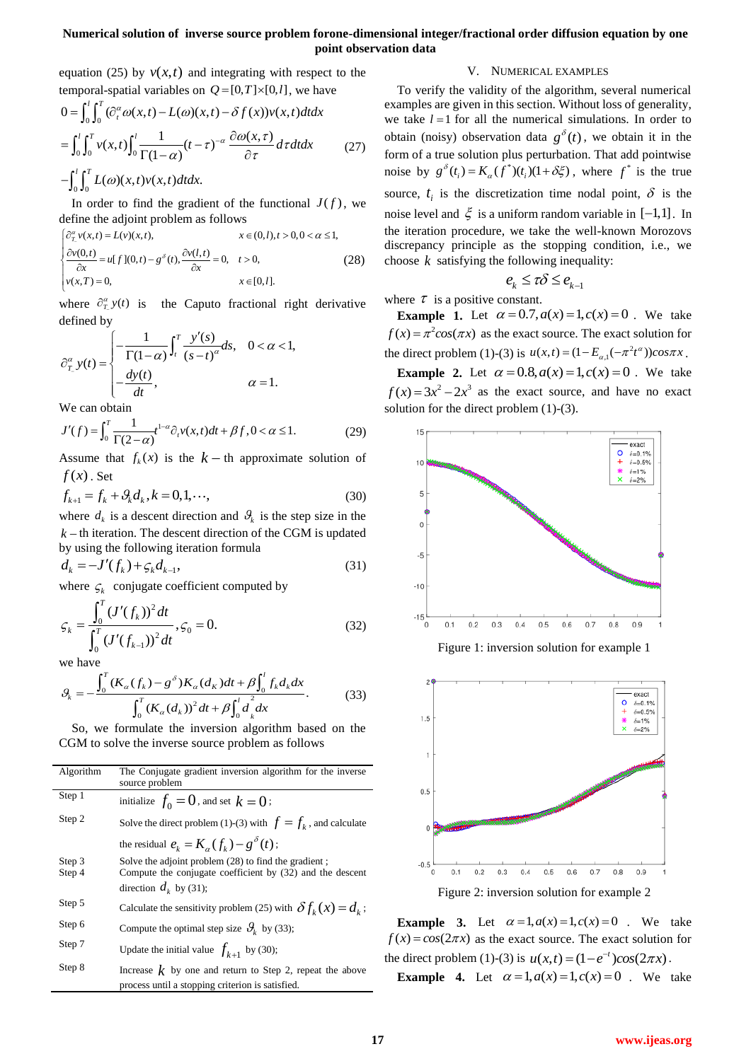equation (25) by $v(x,t)$ and integrating with respect to the temporal-spatial variables on $Q=[0,T]\times[0,l]$, we have

$$
\begin{aligned}
0 &= \int_0^l\int_0^T (\partial_t^\alpha \omega(x,t) - L(\omega)(x,t) - \delta f(x)) v(x,t)\,dtdx \\
&= \int_0^l\int_0^T v(x,t)\int_0^t \frac{1}{\Gamma(1-\alpha)}(t-\tau)^{-\alpha}\frac{\partial \omega(x,\tau)}{\partial \tau}\,d\tau dtdx \qquad (27)\\
&-\int_0^l\int_0^T L(\omega)(x,t)v(x,t)\,dtdx.
\end{aligned}
$$

In order to find the gradient of the functional $J(f)$, we define the adjoint problem as follows

$$
\begin{cases}
\partial_{T^-}^\alpha v(x,t) = L(v)(x,t), & x\in(0,l), t>0, 0<\alpha\le 1,\\
\dfrac{\partial v(0,t)}{\partial x} = u[f](0,t) - g^\delta(t), \dfrac{\partial v(l,t)}{\partial x} = 0, & t>0,\\
v(x,T) = 0, & x\in[0,l].
\end{cases}
\qquad (28)
$$

where $\partial_{T^-}^\alpha y(t)$ is the Caputo fractional right derivative defined by

$$
\partial_{T^-}^\alpha y(t) = \begin{cases}
-\dfrac{1}{\Gamma(1-\alpha)}\displaystyle\int_t^T \frac{y'(s)}{(s-t)^\alpha}ds, & 0<\alpha<1,\\
-\dfrac{dy(t)}{dt}, & \alpha=1.
\end{cases}
$$

We can obtain

$$
J'(f) = \int_0^T \frac{1}{\Gamma(2-\alpha)} t^{1-\alpha}\partial_t v(x,t)dt + \beta f, 0<\alpha\le 1. \qquad (29)
$$

Assume that $f_k(x)$ is the $k-$th approximate solution of $f(x)$. Set

$$
f_{k+1} = f_k + \vartheta_k d_k, k=0,1,\cdots, \qquad (30)
$$

where $d_k$ is a descent direction and $\vartheta_k$ is the step size in the $k-$th iteration. The descent direction of the CGM is updated by using the following iteration formula

$$
d_k = -J'(f_k) + \varsigma_k d_{k-1}, \qquad (31)
$$

where $\varsigma_k$ conjugate coefficient computed by

$$
\varsigma_k = \frac{\int_0^T (J'(f_k))^2 dt}{\int_0^T (J'(f_{k-1}))^2 dt}, \varsigma_0 = 0. \qquad (32)
$$

we have

$$
\vartheta_k = -\frac{\int_0^T (K_\alpha(f_k) - g^\delta)K_\alpha(d_K)dt + \beta\int_0^l f_k d_k dx}{\int_0^T (K_\alpha(d_k))^2 dt + \beta\int_0^l d_k^2 dx}. \qquad (33)
$$

So, we formulate the inversion algorithm based on the CGM to solve the inverse source problem as follows

| Algorithm | The Conjugate gradient inversion algorithm for the inverse source problem |
|---|---|
| Step 1 | initialize $f_0 = 0$, and set $k=0$; |
| Step 2 | Solve the direct problem (1)-(3) with $f = f_k$, and calculate the residual $e_k = K_\alpha(f_k) - g^\delta(t)$; |
| Step 3 | Solve the adjoint problem (28) to find the gradient ; |
| Step 4 | Compute the conjugate coefficient by (32) and the descent direction $d_k$ by (31); |
| Step 5 | Calculate the sensitivity problem (25) with $\delta f_k(x) = d_k$; |
| Step 6 | Compute the optimal step size $\vartheta_k$ by (33); |
| Step 7 | Update the initial value $f_{k+1}$ by (30); |
| Step 8 | Increase $k$ by one and return to Step 2, repeat the above process until a stopping criterion is satisfied. |

## V. Numerical Examples

To verify the validity of the algorithm, several numerical examples are given in this section. Without loss of generality, we take $l=1$ for all the numerical simulations. In order to obtain (noisy) observation data $g^\delta(t)$, we obtain it in the form of a true solution plus perturbation. That add pointwise noise by $g^\delta(t_i) = K_\alpha(f^*)(t_i)(1+\delta\xi)$, where $f^*$ is the true source, $t_i$ is the discretization time nodal point, $\delta$ is the noise level and $\xi$ is a uniform random variable in $[-1,1]$. In the iteration procedure, we take the well-known Morozovs discrepancy principle as the stopping condition, i.e., we choose $k$ satisfying the following inequality:

$$
e_k \le \tau\delta \le e_{k-1}
$$

where $\tau$ is a positive constant.

**Example 1.** Let $\alpha=0.7, a(x)=1, c(x)=0$. We take $f(x)=\pi^2 cos(\pi x)$ as the exact source. The exact solution for the direct problem (1)-(3) is $u(x,t) = (1-E_{\alpha,1}(-\pi^2 t^\alpha))cos\pi x$.

**Example 2.** Let $\alpha=0.8, a(x)=1, c(x)=0$. We take $f(x)=3x^2-2x^3$ as the exact source, and have no exact solution for the direct problem (1)-(3).

Figure 1: inversion solution for example 1

Figure 2: inversion solution for example 2

**Example 3.** Let $\alpha=1, a(x)=1, c(x)=0$. We take $f(x)=cos(2\pi x)$ as the exact source. The exact solution for the direct problem (1)-(3) is $u(x,t)=(1-e^{-t})cos(2\pi x)$.

**Example 4.** Let $\alpha=1, a(x)=1, c(x)=0$. We take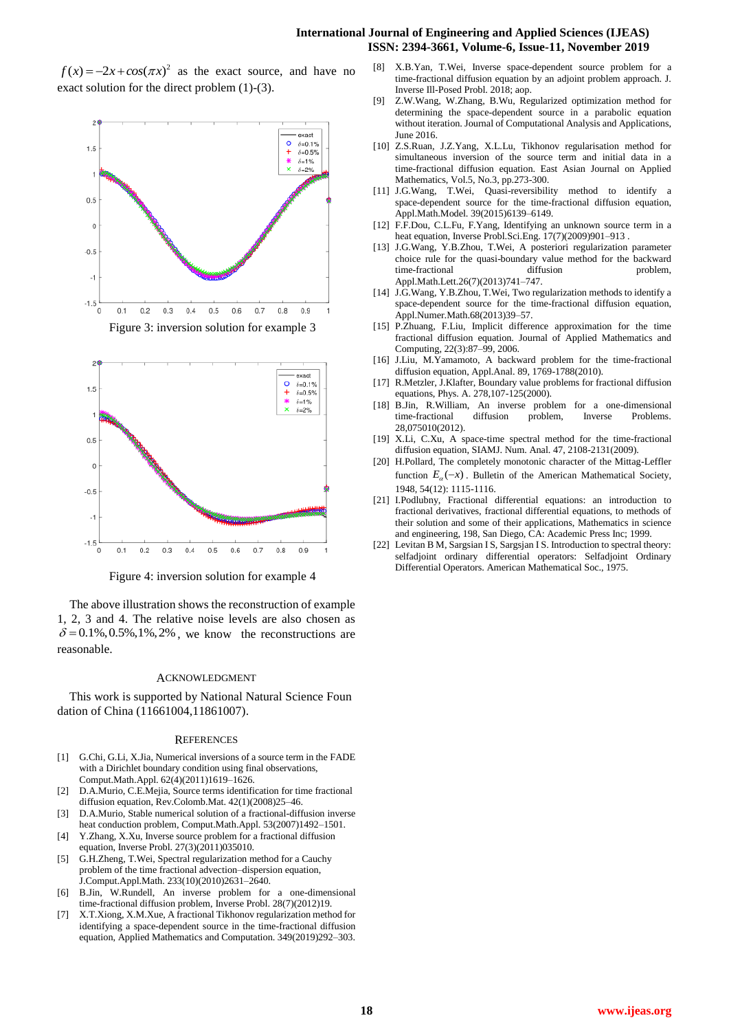$f(x) = -2x + cos(\pi x)^2$ as the exact source, and have no exact solution for the direct problem (1)-(3).

2
1.5
1
0.5
0
-0.5
-1
-1.5
0 0.1 0.2 0.3 0.4 0.5 0.6 0.7 0.8 0.9 1
exact
δ=0.1%
δ=0.5%
δ=1%
δ=2%

Figure 3: inversion solution for example 3

2
1.5
1
0.5
0
-0.5
-1
-1.5
0 0.1 0.2 0.3 0.4 0.5 0.6 0.7 0.8 0.9 1
exact
δ=0.1%
δ=0.5%
δ=1%
δ=2%

Figure 4: inversion solution for example 4

The above illustration shows the reconstruction of example 1, 2, 3 and 4. The relative noise levels are also chosen as $\delta = 0.1\%, 0.5\%, 1\%, 2\%$, we know the reconstructions are reasonable.

## ACKNOWLEDGMENT

This work is supported by National Natural Science Foun dation of China (11661004,11861007).

## REFERENCES

- [1] G.Chi, G.Li, X.Jia, Numerical inversions of a source term in the FADE with a Dirichlet boundary condition using final observations, Comput.Math.Appl. 62(4)(2011)1619–1626.
- [2] D.A.Murio, C.E.Mejia, Source terms identification for time fractional diffusion equation, Rev.Colomb.Mat. 42(1)(2008)25–46.
- [3] D.A.Murio, Stable numerical solution of a fractional-diffusion inverse heat conduction problem, Comput.Math.Appl. 53(2007)1492–1501.
- [4] Y.Zhang, X.Xu, Inverse source problem for a fractional diffusion equation, Inverse Probl. 27(3)(2011)035010.
- [5] G.H.Zheng, T.Wei, Spectral regularization method for a Cauchy problem of the time fractional advection–dispersion equation, J.Comput.Appl.Math. 233(10)(2010)2631–2640.
- [6] B.Jin, W.Rundell, An inverse problem for a one-dimensional time-fractional diffusion problem, Inverse Probl. 28(7)(2012)19.
- [7] X.T.Xiong, X.M.Xue, A fractional Tikhonov regularization method for identifying a space-dependent source in the time-fractional diffusion equation, Applied Mathematics and Computation. 349(2019)292–303.
- [8] X.B.Yan, T.Wei, Inverse space-dependent source problem for a time-fractional diffusion equation by an adjoint problem approach. J. Inverse Ill-Posed Probl. 2018; aop.
- [9] Z.W.Wang, W.Zhang, B.Wu, Regularized optimization method for determining the space-dependent source in a parabolic equation without iteration. Journal of Computational Analysis and Applications, June 2016.
- [10] Z.S.Ruan, J.Z.Yang, X.L.Lu, Tikhonov regularisation method for simultaneous inversion of the source term and initial data in a time-fractional diffusion equation. East Asian Journal on Applied Mathematics, Vol.5, No.3, pp.273-300.
- [11] J.G.Wang, T.Wei, Quasi-reversibility method to identify a space-dependent source for the time-fractional diffusion equation, Appl.Math.Model. 39(2015)6139–6149.
- [12] F.F.Dou, C.L.Fu, F.Yang, Identifying an unknown source term in a heat equation, Inverse Probl.Sci.Eng. 17(7)(2009)901–913 .
- [13] J.G.Wang, Y.B.Zhou, T.Wei, A posteriori regularization parameter choice rule for the quasi-boundary value method for the backward time-fractional diffusion problem, Appl.Math.Lett.26(7)(2013)741–747.
- [14] J.G.Wang, Y.B.Zhou, T.Wei, Two regularization methods to identify a space-dependent source for the time-fractional diffusion equation, Appl.Numer.Math.68(2013)39–57.
- [15] P.Zhuang, F.Liu, Implicit difference approximation for the time fractional diffusion equation. Journal of Applied Mathematics and Computing, 22(3):87–99, 2006.
- [16] J.Liu, M.Yamamoto, A backward problem for the time-fractional diffusion equation, Appl.Anal. 89, 1769-1788(2010).
- [17] R.Metzler, J.Klafter, Boundary value problems for fractional diffusion equations, Phys. A. 278,107-125(2000).
- [18] B.Jin, R.William, An inverse problem for a one-dimensional time-fractional diffusion problem, Inverse Problems. 28,075010(2012).
- [19] X.Li, C.Xu, A space-time spectral method for the time-fractional diffusion equation, SIAMJ. Num. Anal. 47, 2108-2131(2009).
- [20] H.Pollard, The completely monotonic character of the Mittag-Leffler function $E_\alpha(-x)$. Bulletin of the American Mathematical Society, 1948, 54(12): 1115-1116.
- [21] I.Podlubny, Fractional differential equations: an introduction to fractional derivatives, fractional differential equations, to methods of their solution and some of their applications, Mathematics in science and engineering, 198, San Diego, CA: Academic Press Inc; 1999.
- [22] Levitan B M, Sargsian I S, Sargsjan I S. Introduction to spectral theory: selfadjoint ordinary differential operators: Selfadjoint Ordinary Differential Operators. American Mathematical Soc., 1975.